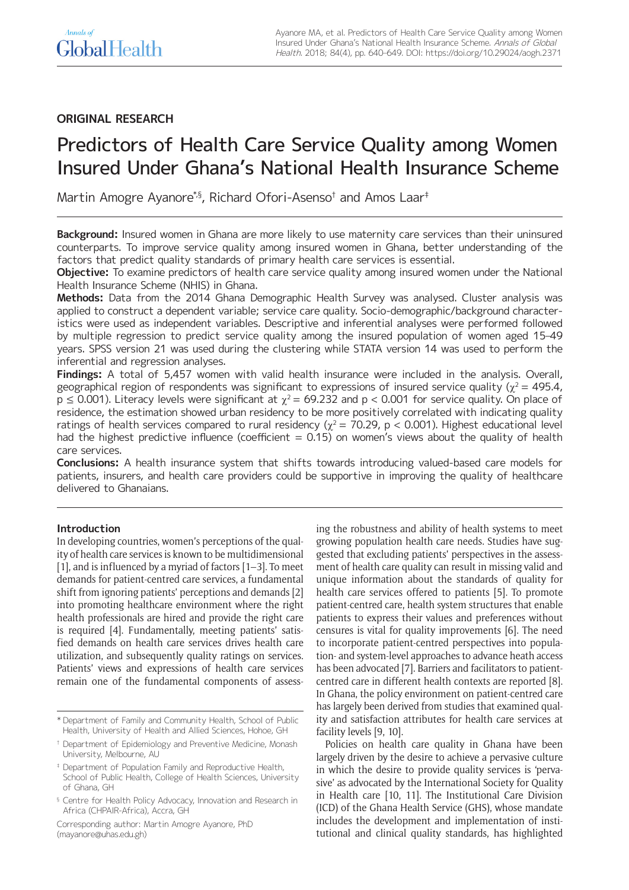ORIGINAL RESEARCH

# Predictors of Health Care Service Quality among Women Insured Under Ghana's National Health Insurance Scheme

Martin Amogre Ayanore*,§, Richard Ofori-Asenso† and Amos Laar‡

**Background:** Insured women in Ghana are more likely to use maternity care services than their uninsured counterparts. To improve service quality among insured women in Ghana, better understanding of the factors that predict quality standards of primary health care services is essential.

**Objective:** To examine predictors of health care service quality among insured women under the National Health Insurance Scheme (NHIS) in Ghana.

**Methods:** Data from the 2014 Ghana Demographic Health Survey was analysed. Cluster analysis was applied to construct a dependent variable; service care quality. Socio-demographic/background characteristics were used as independent variables. Descriptive and inferential analyses were performed followed by multiple regression to predict service quality among the insured population of women aged 15–49 years. SPSS version 21 was used during the clustering while STATA version 14 was used to perform the inferential and regression analyses.

**Findings:** A total of 5,457 women with valid health insurance were included in the analysis. Overall, geographical region of respondents was significant to expressions of insured service quality ($\chi^2 = 495.4$, $p \leq 0.001$). Literacy levels were significant at $\chi^2 = 69.232$ and $p < 0.001$ for service quality. On place of residence, the estimation showed urban residency to be more positively correlated with indicating quality ratings of health services compared to rural residency ($\chi^2 = 70.29$, $p < 0.001$). Highest educational level had the highest predictive influence (coefficient = 0.15) on women's views about the quality of health care services.

**Conclusions:** A health insurance system that shifts towards introducing valued-based care models for patients, insurers, and health care providers could be supportive in improving the quality of healthcare delivered to Ghanaians.

## Introduction

In developing countries, women's perceptions of the quality of health care services is known to be multidimensional [1], and is influenced by a myriad of factors [1–3]. To meet demands for patient-centred care services, a fundamental shift from ignoring patients' perceptions and demands [2] into promoting healthcare environment where the right health professionals are hired and provide the right care is required [4]. Fundamentally, meeting patients' satisfied demands on health care services drives health care utilization, and subsequently quality ratings on services. Patients' views and expressions of health care services remain one of the fundamental components of assessing the robustness and ability of health systems to meet growing population health care needs. Studies have suggested that excluding patients' perspectives in the assessment of health care quality can result in missing valid and unique information about the standards of quality for health care services offered to patients [5]. To promote patient-centred care, health system structures that enable patients to express their values and preferences without censures is vital for quality improvements [6]. The need to incorporate patient-centred perspectives into population- and system-level approaches to advance heath access has been advocated [7]. Barriers and facilitators to patient-centred care in different health contexts are reported [8]. In Ghana, the policy environment on patient-centred care has largely been derived from studies that examined quality and satisfaction attributes for health care services at facility levels [9, 10].

Policies on health care quality in Ghana have been largely driven by the desire to achieve a pervasive culture in which the desire to provide quality services is 'pervasive' as advocated by the International Society for Quality in Health care [10, 11]. The Institutional Care Division (ICD) of the Ghana Health Service (GHS), whose mandate includes the development and implementation of institutional and clinical quality standards, has highlighted

---

\* Department of Family and Community Health, School of Public Health, University of Health and Allied Sciences, Hohoe, GH

† Department of Epidemiology and Preventive Medicine, Monash University, Melbourne, AU

‡ Department of Population Family and Reproductive Health, School of Public Health, College of Health Sciences, University of Ghana, GH

§ Centre for Health Policy Advocacy, Innovation and Research in Africa (CHPAIR-Africa), Accra, GH

Corresponding author: Martin Amogre Ayanore, PhD (mayanore@uhas.edu.gh)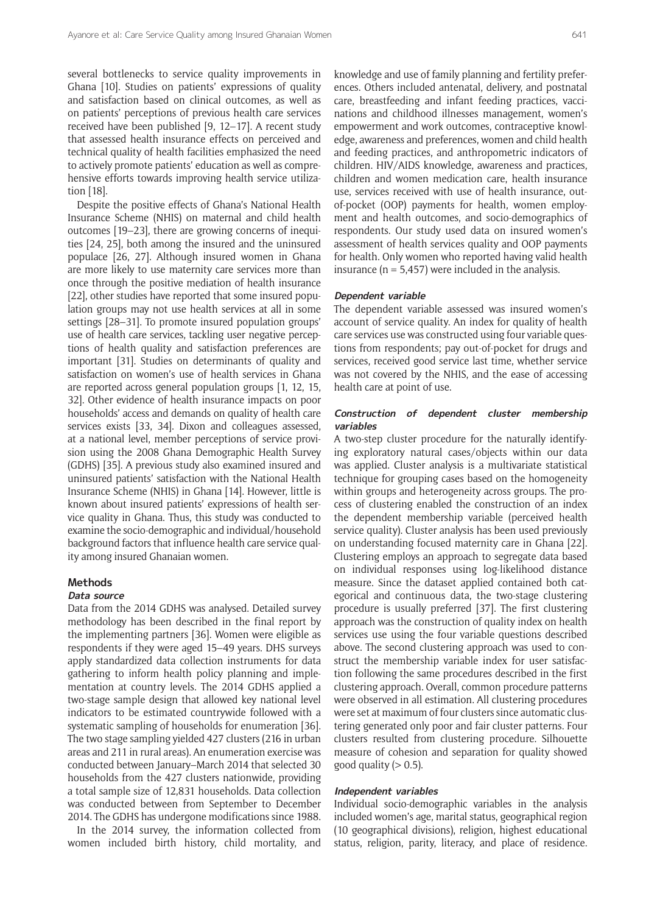several bottlenecks to service quality improvements in Ghana [10]. Studies on patients' expressions of quality and satisfaction based on clinical outcomes, as well as on patients' perceptions of previous health care services received have been published [9, 12–17]. A recent study that assessed health insurance effects on perceived and technical quality of health facilities emphasized the need to actively promote patients' education as well as comprehensive efforts towards improving health service utilization [18].

Despite the positive effects of Ghana's National Health Insurance Scheme (NHIS) on maternal and child health outcomes [19–23], there are growing concerns of inequities [24, 25], both among the insured and the uninsured populace [26, 27]. Although insured women in Ghana are more likely to use maternity care services more than once through the positive mediation of health insurance [22], other studies have reported that some insured population groups may not use health services at all in some settings [28–31]. To promote insured population groups' use of health care services, tackling user negative perceptions of health quality and satisfaction preferences are important [31]. Studies on determinants of quality and satisfaction on women's use of health services in Ghana are reported across general population groups [1, 12, 15, 32]. Other evidence of health insurance impacts on poor households' access and demands on quality of health care services exists [33, 34]. Dixon and colleagues assessed, at a national level, member perceptions of service provision using the 2008 Ghana Demographic Health Survey (GDHS) [35]. A previous study also examined insured and uninsured patients' satisfaction with the National Health Insurance Scheme (NHIS) in Ghana [14]. However, little is known about insured patients' expressions of health service quality in Ghana. Thus, this study was conducted to examine the socio-demographic and individual/household background factors that influence health care service quality among insured Ghanaian women.

## Methods

### *Data source*

Data from the 2014 GDHS was analysed. Detailed survey methodology has been described in the final report by the implementing partners [36]. Women were eligible as respondents if they were aged 15–49 years. DHS surveys apply standardized data collection instruments for data gathering to inform health policy planning and implementation at country levels. The 2014 GDHS applied a two-stage sample design that allowed key national level indicators to be estimated countrywide followed with a systematic sampling of households for enumeration [36]. The two stage sampling yielded 427 clusters (216 in urban areas and 211 in rural areas). An enumeration exercise was conducted between January–March 2014 that selected 30 households from the 427 clusters nationwide, providing a total sample size of 12,831 households. Data collection was conducted between from September to December 2014. The GDHS has undergone modifications since 1988.

In the 2014 survey, the information collected from women included birth history, child mortality, and knowledge and use of family planning and fertility preferences. Others included antenatal, delivery, and postnatal care, breastfeeding and infant feeding practices, vaccinations and childhood illnesses management, women's empowerment and work outcomes, contraceptive knowledge, awareness and preferences, women and child health and feeding practices, and anthropometric indicators of children. HIV/AIDS knowledge, awareness and practices, children and women medication care, health insurance use, services received with use of health insurance, out-of-pocket (OOP) payments for health, women employment and health outcomes, and socio-demographics of respondents. Our study used data on insured women's assessment of health services quality and OOP payments for health. Only women who reported having valid health insurance (n = 5,457) were included in the analysis.

### *Dependent variable*

The dependent variable assessed was insured women's account of service quality. An index for quality of health care services use was constructed using four variable questions from respondents; pay out-of-pocket for drugs and services, received good service last time, whether service was not covered by the NHIS, and the ease of accessing health care at point of use.

### *Construction of dependent cluster membership variables*

A two-step cluster procedure for the naturally identifying exploratory natural cases/objects within our data was applied. Cluster analysis is a multivariate statistical technique for grouping cases based on the homogeneity within groups and heterogeneity across groups. The process of clustering enabled the construction of an index the dependent membership variable (perceived health service quality). Cluster analysis has been used previously on understanding focused maternity care in Ghana [22]. Clustering employs an approach to segregate data based on individual responses using log-likelihood distance measure. Since the dataset applied contained both categorical and continuous data, the two-stage clustering procedure is usually preferred [37]. The first clustering approach was the construction of quality index on health services use using the four variable questions described above. The second clustering approach was used to construct the membership variable index for user satisfaction following the same procedures described in the first clustering approach. Overall, common procedure patterns were observed in all estimation. All clustering procedures were set at maximum of four clusters since automatic clustering generated only poor and fair cluster patterns. Four clusters resulted from clustering procedure. Silhouette measure of cohesion and separation for quality showed good quality (> 0.5).

### *Independent variables*

Individual socio-demographic variables in the analysis included women's age, marital status, geographical region (10 geographical divisions), religion, highest educational status, religion, parity, literacy, and place of residence.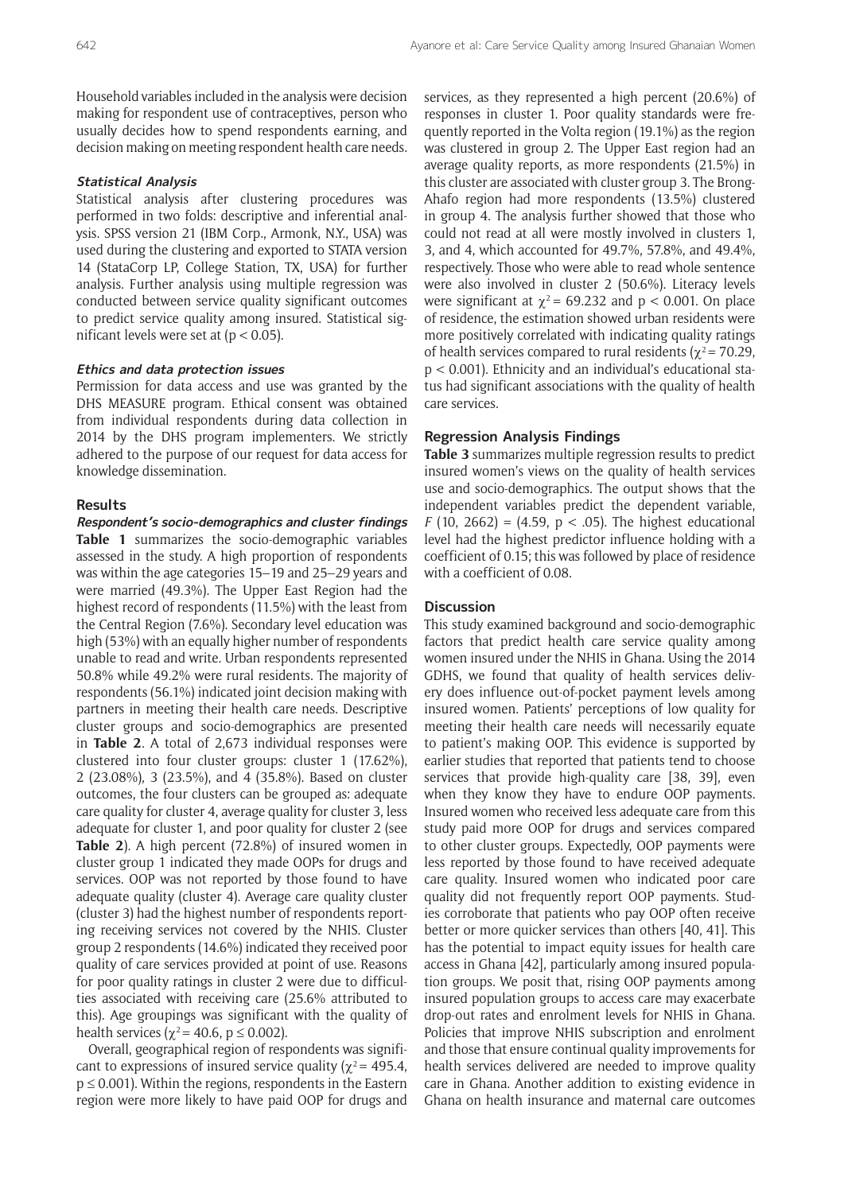Household variables included in the analysis were decision making for respondent use of contraceptives, person who usually decides how to spend respondents earning, and decision making on meeting respondent health care needs.

#### *Statistical Analysis*

Statistical analysis after clustering procedures was performed in two folds: descriptive and inferential analysis. SPSS version 21 (IBM Corp., Armonk, N.Y., USA) was used during the clustering and exported to STATA version 14 (StataCorp LP, College Station, TX, USA) for further analysis. Further analysis using multiple regression was conducted between service quality significant outcomes to predict service quality among insured. Statistical significant levels were set at ($p < 0.05$).

#### *Ethics and data protection issues*

Permission for data access and use was granted by the DHS MEASURE program. Ethical consent was obtained from individual respondents during data collection in 2014 by the DHS program implementers. We strictly adhered to the purpose of our request for data access for knowledge dissemination.

## Results

#### *Respondent's socio-demographics and cluster findings*

**Table 1** summarizes the socio-demographic variables assessed in the study. A high proportion of respondents was within the age categories 15–19 and 25–29 years and were married (49.3%). The Upper East Region had the highest record of respondents (11.5%) with the least from the Central Region (7.6%). Secondary level education was high (53%) with an equally higher number of respondents unable to read and write. Urban respondents represented 50.8% while 49.2% were rural residents. The majority of respondents (56.1%) indicated joint decision making with partners in meeting their health care needs. Descriptive cluster groups and socio-demographics are presented in **Table 2**. A total of 2,673 individual responses were clustered into four cluster groups: cluster 1 (17.62%), 2 (23.08%), 3 (23.5%), and 4 (35.8%). Based on cluster outcomes, the four clusters can be grouped as: adequate care quality for cluster 4, average quality for cluster 3, less adequate for cluster 1, and poor quality for cluster 2 (see **Table 2**). A high percent (72.8%) of insured women in cluster group 1 indicated they made OOPs for drugs and services. OOP was not reported by those found to have adequate quality (cluster 4). Average care quality cluster (cluster 3) had the highest number of respondents reporting receiving services not covered by the NHIS. Cluster group 2 respondents (14.6%) indicated they received poor quality of care services provided at point of use. Reasons for poor quality ratings in cluster 2 were due to difficulties associated with receiving care (25.6% attributed to this). Age groupings was significant with the quality of health services ($\chi^2 = 40.6$, $p \leq 0.002$).

Overall, geographical region of respondents was significant to expressions of insured service quality ($\chi^2 = 495.4$, $p \leq 0.001$). Within the regions, respondents in the Eastern region were more likely to have paid OOP for drugs and services, as they represented a high percent (20.6%) of responses in cluster 1. Poor quality standards were frequently reported in the Volta region (19.1%) as the region was clustered in group 2. The Upper East region had an average quality reports, as more respondents (21.5%) in this cluster are associated with cluster group 3. The Brong-Ahafo region had more respondents (13.5%) clustered in group 4. The analysis further showed that those who could not read at all were mostly involved in clusters 1, 3, and 4, which accounted for 49.7%, 57.8%, and 49.4%, respectively. Those who were able to read whole sentence were also involved in cluster 2 (50.6%). Literacy levels were significant at $\chi^2 = 69.232$ and $p < 0.001$. On place of residence, the estimation showed urban residents were more positively correlated with indicating quality ratings of health services compared to rural residents ($\chi^2 = 70.29$, $p < 0.001$). Ethnicity and an individual's educational status had significant associations with the quality of health care services.

### Regression Analysis Findings

**Table 3** summarizes multiple regression results to predict insured women's views on the quality of health services use and socio-demographics. The output shows that the independent variables predict the dependent variable, $F$ (10, 2662) = (4.59, $p < .05$). The highest educational level had the highest predictor influence holding with a coefficient of 0.15; this was followed by place of residence with a coefficient of 0.08.

## Discussion

This study examined background and socio-demographic factors that predict health care service quality among women insured under the NHIS in Ghana. Using the 2014 GDHS, we found that quality of health services delivery does influence out-of-pocket payment levels among insured women. Patients' perceptions of low quality for meeting their health care needs will necessarily equate to patient's making OOP. This evidence is supported by earlier studies that reported that patients tend to choose services that provide high-quality care [38, 39], even when they know they have to endure OOP payments. Insured women who received less adequate care from this study paid more OOP for drugs and services compared to other cluster groups. Expectedly, OOP payments were less reported by those found to have received adequate care quality. Insured women who indicated poor care quality did not frequently report OOP payments. Studies corroborate that patients who pay OOP often receive better or more quicker services than others [40, 41]. This has the potential to impact equity issues for health care access in Ghana [42], particularly among insured population groups. We posit that, rising OOP payments among insured population groups to access care may exacerbate drop-out rates and enrolment levels for NHIS in Ghana. Policies that improve NHIS subscription and enrolment and those that ensure continual quality improvements for health services delivered are needed to improve quality care in Ghana. Another addition to existing evidence in Ghana on health insurance and maternal care outcomes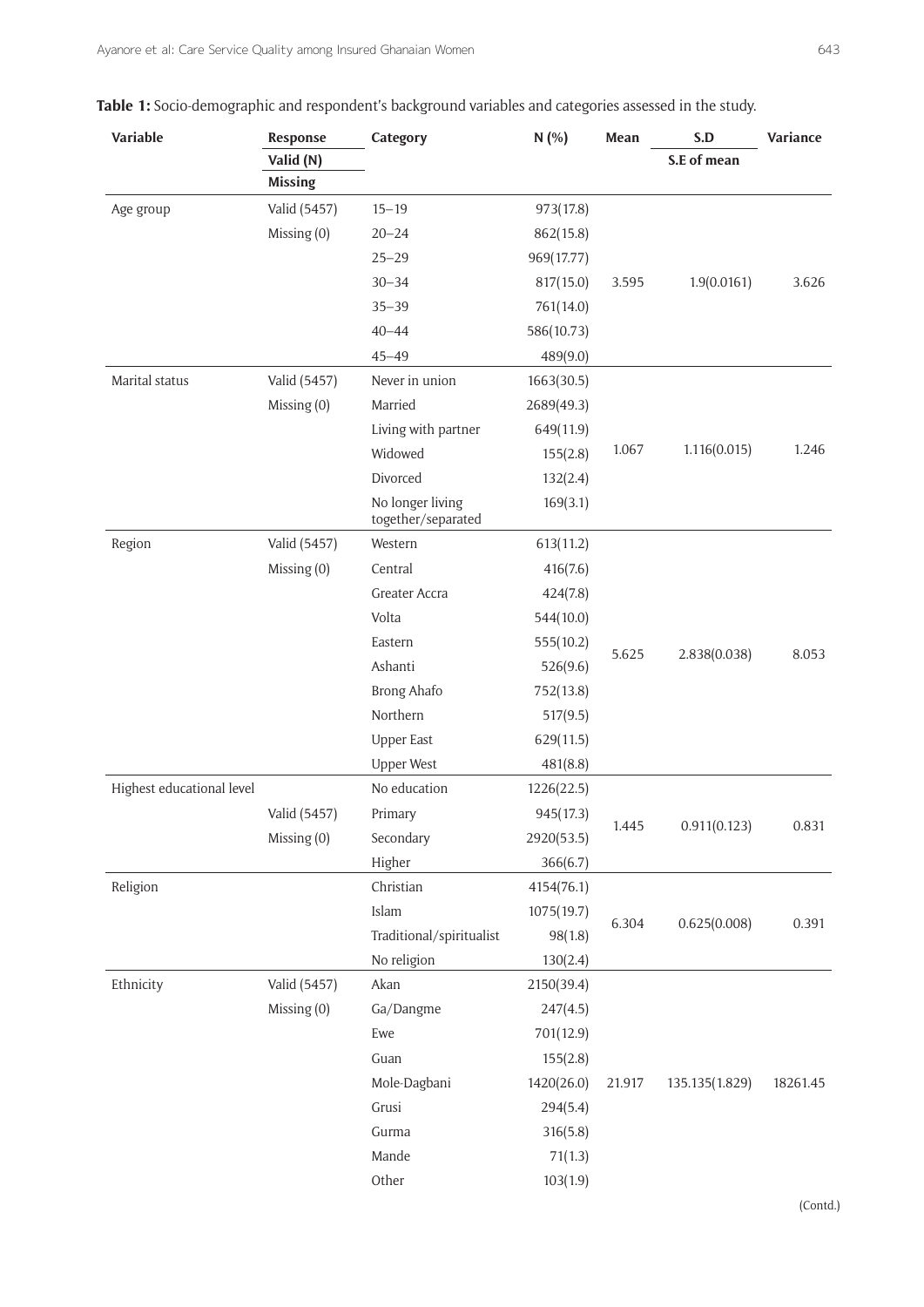**Table 1:** Socio-demographic and respondent's background variables and categories assessed in the study.

| Variable | Response Valid (N) Missing | Category | N (%) | Mean | S.D S.E of mean | Variance |
|---|---|---|---|---|---|---|
| Age group | Valid (5457) | 15–19 | 973(17.8) | | | |
| | Missing (0) | 20–24 | 862(15.8) | | | |
| | | 25–29 | 969(17.77) | | | |
| | | 30–34 | 817(15.0) | 3.595 | 1.9(0.0161) | 3.626 |
| | | 35–39 | 761(14.0) | | | |
| | | 40–44 | 586(10.73) | | | |
| | | 45–49 | 489(9.0) | | | |
| Marital status | Valid (5457) | Never in union | 1663(30.5) | | | |
| | Missing (0) | Married | 2689(49.3) | | | |
| | | Living with partner | 649(11.9) | | | |
| | | Widowed | 155(2.8) | 1.067 | 1.116(0.015) | 1.246 |
| | | Divorced | 132(2.4) | | | |
| | | No longer living together/separated | 169(3.1) | | | |
| Region | Valid (5457) | Western | 613(11.2) | | | |
| | Missing (0) | Central | 416(7.6) | | | |
| | | Greater Accra | 424(7.8) | | | |
| | | Volta | 544(10.0) | | | |
| | | Eastern | 555(10.2) | 5.625 | 2.838(0.038) | 8.053 |
| | | Ashanti | 526(9.6) | | | |
| | | Brong Ahafo | 752(13.8) | | | |
| | | Northern | 517(9.5) | | | |
| | | Upper East | 629(11.5) | | | |
| | | Upper West | 481(8.8) | | | |
| Highest educational level | | No education | 1226(22.5) | | | |
| | Valid (5457) | Primary | 945(17.3) | 1.445 | 0.911(0.123) | 0.831 |
| | Missing (0) | Secondary | 2920(53.5) | | | |
| | | Higher | 366(6.7) | | | |
| Religion | | Christian | 4154(76.1) | | | |
| | | Islam | 1075(19.7) | 6.304 | 0.625(0.008) | 0.391 |
| | | Traditional/spiritualist | 98(1.8) | | | |
| | | No religion | 130(2.4) | | | |
| Ethnicity | Valid (5457) | Akan | 2150(39.4) | | | |
| | Missing (0) | Ga/Dangme | 247(4.5) | | | |
| | | Ewe | 701(12.9) | | | |
| | | Guan | 155(2.8) | | | |
| | | Mole-Dagbani | 1420(26.0) | 21.917 | 135.135(1.829) | 18261.45 |
| | | Grusi | 294(5.4) | | | |
| | | Gurma | 316(5.8) | | | |
| | | Mande | 71(1.3) | | | |
| | | Other | 103(1.9) | | | |

(Contd.)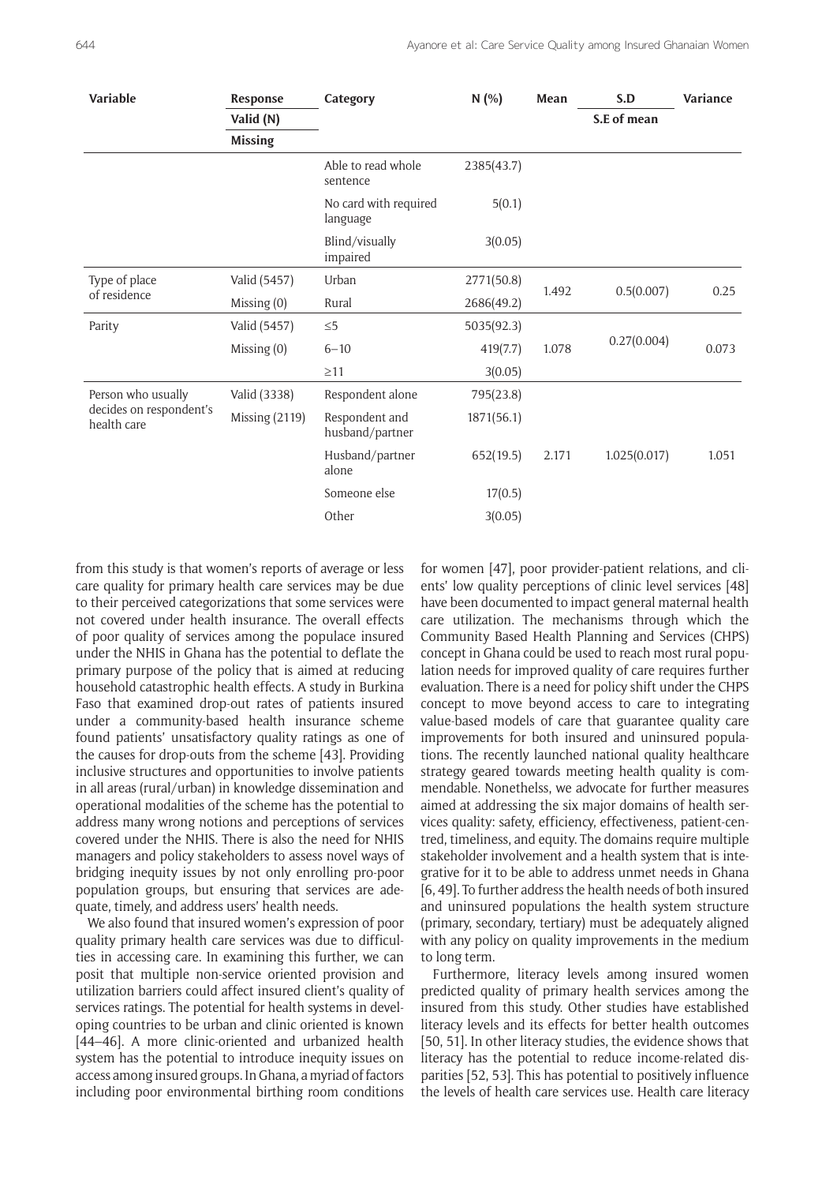| Variable | Response | Category | N (%) | Mean | S.D | Variance |
|---|---|---|---|---|---|---|
| | Valid (N) | | | | S.E of mean | |
| | Missing | | | | | |
| | | Able to read whole sentence | 2385(43.7) | | | |
| | | No card with required language | 5(0.1) | | | |
| | | Blind/visually impaired | 3(0.05) | | | |
| Type of place of residence | Valid (5457) | Urban | 2771(50.8) | 1.492 | 0.5(0.007) | 0.25 |
| | Missing (0) | Rural | 2686(49.2) | | | |
| Parity | Valid (5457) | ≤5 | 5035(92.3) | 1.078 | 0.27(0.004) | 0.073 |
| | Missing (0) | 6–10 | 419(7.7) | | | |
| | | ≥11 | 3(0.05) | | | |
| Person who usually decides on respondent's health care | Valid (3338) | Respondent alone | 795(23.8) | 2.171 | 1.025(0.017) | 1.051 |
| | Missing (2119) | Respondent and husband/partner | 1871(56.1) | | | |
| | | Husband/partner alone | 652(19.5) | | | |
| | | Someone else | 17(0.5) | | | |
| | | Other | 3(0.05) | | | |

from this study is that women's reports of average or less care quality for primary health care services may be due to their perceived categorizations that some services were not covered under health insurance. The overall effects of poor quality of services among the populace insured under the NHIS in Ghana has the potential to deflate the primary purpose of the policy that is aimed at reducing household catastrophic health effects. A study in Burkina Faso that examined drop-out rates of patients insured under a community-based health insurance scheme found patients' unsatisfactory quality ratings as one of the causes for drop-outs from the scheme [43]. Providing inclusive structures and opportunities to involve patients in all areas (rural/urban) in knowledge dissemination and operational modalities of the scheme has the potential to address many wrong notions and perceptions of services covered under the NHIS. There is also the need for NHIS managers and policy stakeholders to assess novel ways of bridging inequity issues by not only enrolling pro-poor population groups, but ensuring that services are adequate, timely, and address users' health needs.

We also found that insured women's expression of poor quality primary health care services was due to difficulties in accessing care. In examining this further, we can posit that multiple non-service oriented provision and utilization barriers could affect insured client's quality of services ratings. The potential for health systems in developing countries to be urban and clinic oriented is known [44–46]. A more clinic-oriented and urbanized health system has the potential to introduce inequity issues on access among insured groups. In Ghana, a myriad of factors including poor environmental birthing room conditions for women [47], poor provider-patient relations, and clients' low quality perceptions of clinic level services [48] have been documented to impact general maternal health care utilization. The mechanisms through which the Community Based Health Planning and Services (CHPS) concept in Ghana could be used to reach most rural population needs for improved quality of care requires further evaluation. There is a need for policy shift under the CHPS concept to move beyond access to care to integrating value-based models of care that guarantee quality care improvements for both insured and uninsured populations. The recently launched national quality healthcare strategy geared towards meeting health quality is commendable. Nonethelss, we advocate for further measures aimed at addressing the six major domains of health services quality: safety, efficiency, effectiveness, patient-centred, timeliness, and equity. The domains require multiple stakeholder involvement and a health system that is integrative for it to be able to address unmet needs in Ghana [6, 49]. To further address the health needs of both insured and uninsured populations the health system structure (primary, secondary, tertiary) must be adequately aligned with any policy on quality improvements in the medium to long term.

Furthermore, literacy levels among insured women predicted quality of primary health services among the insured from this study. Other studies have established literacy levels and its effects for better health outcomes [50, 51]. In other literacy studies, the evidence shows that literacy has the potential to reduce income-related disparities [52, 53]. This has potential to positively influence the levels of health care services use. Health care literacy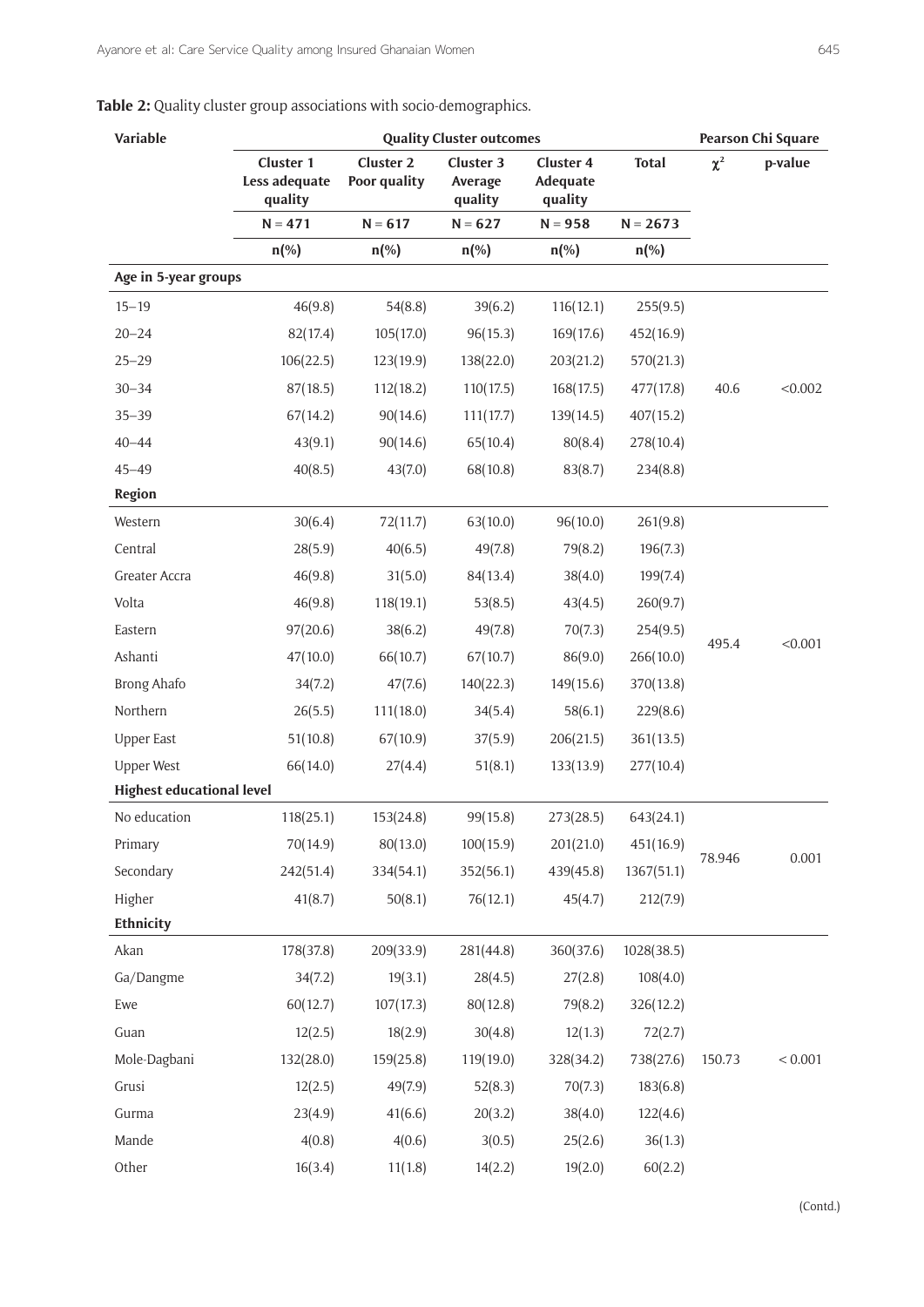**Table 2:** Quality cluster group associations with socio-demographics.

| Variable | Quality Cluster outcomes | | | | | Pearson Chi Square | |
|---|---|---|---|---|---|---|---|
| | Cluster 1 Less adequate quality | Cluster 2 Poor quality | Cluster 3 Average quality | Cluster 4 Adequate quality | Total | $\chi^2$ | p-value |
| | N = 471 | N = 617 | N = 627 | N = 958 | N = 2673 | | |
| | n(%) | n(%) | n(%) | n(%) | n(%) | | |
| **Age in 5-year groups** | | | | | | | |
| 15–19 | 46(9.8) | 54(8.8) | 39(6.2) | 116(12.1) | 255(9.5) | | |
| 20–24 | 82(17.4) | 105(17.0) | 96(15.3) | 169(17.6) | 452(16.9) | | |
| 25–29 | 106(22.5) | 123(19.9) | 138(22.0) | 203(21.2) | 570(21.3) | | |
| 30–34 | 87(18.5) | 112(18.2) | 110(17.5) | 168(17.5) | 477(17.8) | 40.6 | <0.002 |
| 35–39 | 67(14.2) | 90(14.6) | 111(17.7) | 139(14.5) | 407(15.2) | | |
| 40–44 | 43(9.1) | 90(14.6) | 65(10.4) | 80(8.4) | 278(10.4) | | |
| 45–49 | 40(8.5) | 43(7.0) | 68(10.8) | 83(8.7) | 234(8.8) | | |
| **Region** | | | | | | | |
| Western | 30(6.4) | 72(11.7) | 63(10.0) | 96(10.0) | 261(9.8) | | |
| Central | 28(5.9) | 40(6.5) | 49(7.8) | 79(8.2) | 196(7.3) | | |
| Greater Accra | 46(9.8) | 31(5.0) | 84(13.4) | 38(4.0) | 199(7.4) | | |
| Volta | 46(9.8) | 118(19.1) | 53(8.5) | 43(4.5) | 260(9.7) | | |
| Eastern | 97(20.6) | 38(6.2) | 49(7.8) | 70(7.3) | 254(9.5) | 495.4 | <0.001 |
| Ashanti | 47(10.0) | 66(10.7) | 67(10.7) | 86(9.0) | 266(10.0) | | |
| Brong Ahafo | 34(7.2) | 47(7.6) | 140(22.3) | 149(15.6) | 370(13.8) | | |
| Northern | 26(5.5) | 111(18.0) | 34(5.4) | 58(6.1) | 229(8.6) | | |
| Upper East | 51(10.8) | 67(10.9) | 37(5.9) | 206(21.5) | 361(13.5) | | |
| Upper West | 66(14.0) | 27(4.4) | 51(8.1) | 133(13.9) | 277(10.4) | | |
| **Highest educational level** | | | | | | | |
| No education | 118(25.1) | 153(24.8) | 99(15.8) | 273(28.5) | 643(24.1) | | |
| Primary | 70(14.9) | 80(13.0) | 100(15.9) | 201(21.0) | 451(16.9) | 78.946 | 0.001 |
| Secondary | 242(51.4) | 334(54.1) | 352(56.1) | 439(45.8) | 1367(51.1) | | |
| Higher | 41(8.7) | 50(8.1) | 76(12.1) | 45(4.7) | 212(7.9) | | |
| **Ethnicity** | | | | | | | |
| Akan | 178(37.8) | 209(33.9) | 281(44.8) | 360(37.6) | 1028(38.5) | | |
| Ga/Dangme | 34(7.2) | 19(3.1) | 28(4.5) | 27(2.8) | 108(4.0) | | |
| Ewe | 60(12.7) | 107(17.3) | 80(12.8) | 79(8.2) | 326(12.2) | | |
| Guan | 12(2.5) | 18(2.9) | 30(4.8) | 12(1.3) | 72(2.7) | | |
| Mole-Dagbani | 132(28.0) | 159(25.8) | 119(19.0) | 328(34.2) | 738(27.6) | 150.73 | < 0.001 |
| Grusi | 12(2.5) | 49(7.9) | 52(8.3) | 70(7.3) | 183(6.8) | | |
| Gurma | 23(4.9) | 41(6.6) | 20(3.2) | 38(4.0) | 122(4.6) | | |
| Mande | 4(0.8) | 4(0.6) | 3(0.5) | 25(2.6) | 36(1.3) | | |
| Other | 16(3.4) | 11(1.8) | 14(2.2) | 19(2.0) | 60(2.2) | | |

(Contd.)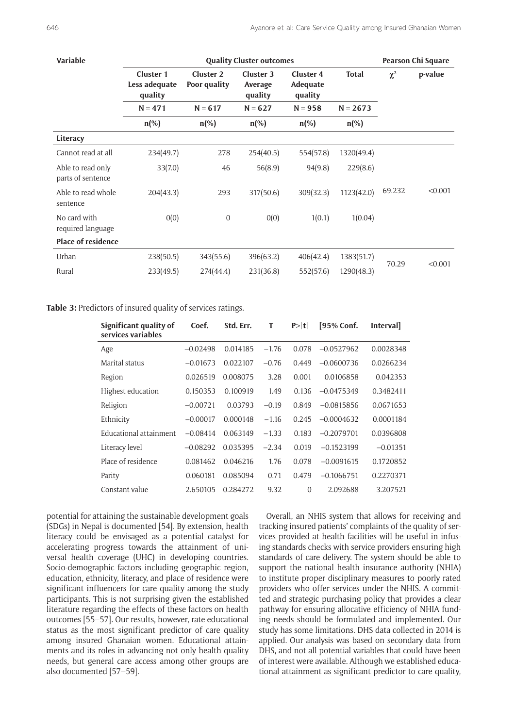| Variable | Quality Cluster outcomes | | | | | Pearson Chi Square | |
|---|---|---|---|---|---|---|---|
| | Cluster 1 Less adequate quality | Cluster 2 Poor quality | Cluster 3 Average quality | Cluster 4 Adequate quality | Total | $\chi^2$ | p-value |
| | N = 471 | N = 617 | N = 627 | N = 958 | N = 2673 | | |
| | n(%) | n(%) | n(%) | n(%) | n(%) | | |
| **Literacy** | | | | | | | |
| Cannot read at all | 234(49.7) | 278 | 254(40.5) | 554(57.8) | 1320(49.4) | | |
| Able to read only parts of sentence | 33(7.0) | 46 | 56(8.9) | 94(9.8) | 229(8.6) | | |
| Able to read whole sentence | 204(43.3) | 293 | 317(50.6) | 309(32.3) | 1123(42.0) | 69.232 | <0.001 |
| No card with required language | 0(0) | 0 | 0(0) | 1(0.1) | 1(0.04) | | |
| **Place of residence** | | | | | | | |
| Urban | 238(50.5) | 343(55.6) | 396(63.2) | 406(42.4) | 1383(51.7) | 70.29 | <0.001 |
| Rural | 233(49.5) | 274(44.4) | 231(36.8) | 552(57.6) | 1290(48.3) | | |

**Table 3:** Predictors of insured quality of services ratings.

| Significant quality of services variables | Coef. | Std. Err. | T | P>\|t\| | [95% Conf. | Interval] |
|---|---|---|---|---|---|---|
| Age | −0.02498 | 0.014185 | −1.76 | 0.078 | −0.0527962 | 0.0028348 |
| Marital status | −0.01673 | 0.022107 | −0.76 | 0.449 | −0.0600736 | 0.0266234 |
| Region | 0.026519 | 0.008075 | 3.28 | 0.001 | 0.0106858 | 0.042353 |
| Highest education | 0.150353 | 0.100919 | 1.49 | 0.136 | −0.0475349 | 0.3482411 |
| Religion | −0.00721 | 0.03793 | −0.19 | 0.849 | −0.0815856 | 0.0671653 |
| Ethnicity | −0.00017 | 0.000148 | −1.16 | 0.245 | −0.0004632 | 0.0001184 |
| Educational attainment | −0.08414 | 0.063149 | −1.33 | 0.183 | −0.2079701 | 0.0396808 |
| Literacy level | −0.08292 | 0.035395 | −2.34 | 0.019 | −0.1523199 | −0.01351 |
| Place of residence | 0.081462 | 0.046216 | 1.76 | 0.078 | −0.0091615 | 0.1720852 |
| Parity | 0.060181 | 0.085094 | 0.71 | 0.479 | −0.1066751 | 0.2270371 |
| Constant value | 2.650105 | 0.284272 | 9.32 | 0 | 2.092688 | 3.207521 |

potential for attaining the sustainable development goals (SDGs) in Nepal is documented [54]. By extension, health literacy could be envisaged as a potential catalyst for accelerating progress towards the attainment of universal health coverage (UHC) in developing countries. Socio-demographic factors including geographic region, education, ethnicity, literacy, and place of residence were significant influencers for care quality among the study participants. This is not surprising given the established literature regarding the effects of these factors on health outcomes [55–57]. Our results, however, rate educational status as the most significant predictor of care quality among insured Ghanaian women. Educational attainments and its roles in advancing not only health quality needs, but general care access among other groups are also documented [57–59].

Overall, an NHIS system that allows for receiving and tracking insured patients' complaints of the quality of services provided at health facilities will be useful in infusing standards checks with service providers ensuring high standards of care delivery. The system should be able to support the national health insurance authority (NHIA) to institute proper disciplinary measures to poorly rated providers who offer services under the NHIS. A committed and strategic purchasing policy that provides a clear pathway for ensuring allocative efficiency of NHIA funding needs should be formulated and implemented. Our study has some limitations. DHS data collected in 2014 is applied. Our analysis was based on secondary data from DHS, and not all potential variables that could have been of interest were available. Although we established educational attainment as significant predictor to care quality,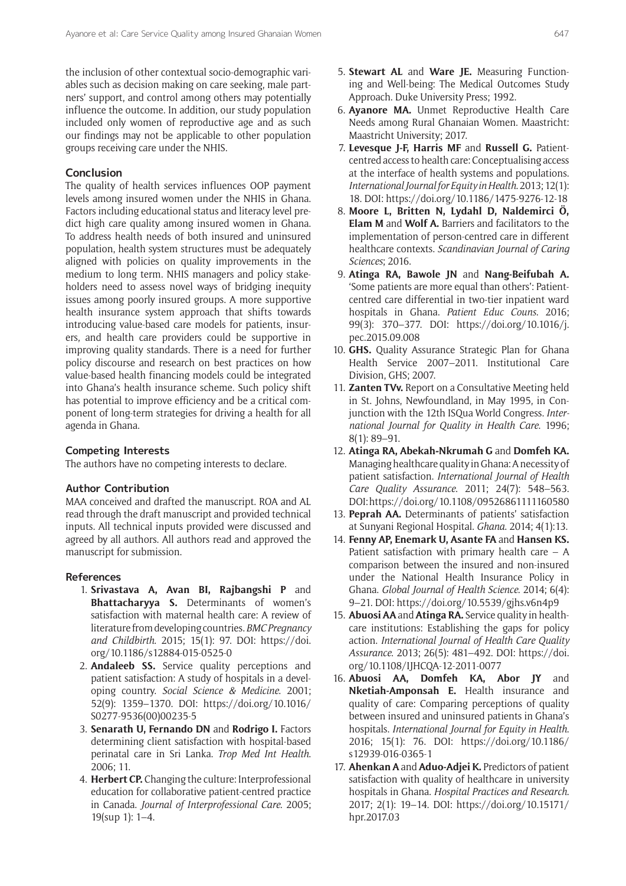the inclusion of other contextual socio-demographic variables such as decision making on care seeking, male partners' support, and control among others may potentially influence the outcome. In addition, our study population included only women of reproductive age and as such our findings may not be applicable to other population groups receiving care under the NHIS.

## Conclusion

The quality of health services influences OOP payment levels among insured women under the NHIS in Ghana. Factors including educational status and literacy level predict high care quality among insured women in Ghana. To address health needs of both insured and uninsured population, health system structures must be adequately aligned with policies on quality improvements in the medium to long term. NHIS managers and policy stakeholders need to assess novel ways of bridging inequity issues among poorly insured groups. A more supportive health insurance system approach that shifts towards introducing value-based care models for patients, insurers, and health care providers could be supportive in improving quality standards. There is a need for further policy discourse and research on best practices on how value-based health financing models could be integrated into Ghana's health insurance scheme. Such policy shift has potential to improve efficiency and be a critical component of long-term strategies for driving a health for all agenda in Ghana.

## Competing Interests

The authors have no competing interests to declare.

## Author Contribution

MAA conceived and drafted the manuscript. ROA and AL read through the draft manuscript and provided technical inputs. All technical inputs provided were discussed and agreed by all authors. All authors read and approved the manuscript for submission.

## References

1. **Srivastava A, Avan BI, Rajbangshi P** and **Bhattacharyya S.** Determinants of women's satisfaction with maternal health care: A review of literature from developing countries. *BMC Pregnancy and Childbirth*. 2015; 15(1): 97. DOI: https://doi.org/10.1186/s12884-015-0525-0
2. **Andaleeb SS.** Service quality perceptions and patient satisfaction: A study of hospitals in a developing country. *Social Science & Medicine*. 2001; 52(9): 1359–1370. DOI: https://doi.org/10.1016/S0277-9536(00)00235-5
3. **Senarath U, Fernando DN** and **Rodrigo I.** Factors determining client satisfaction with hospital-based perinatal care in Sri Lanka. *Trop Med Int Health*. 2006; 11.
4. **Herbert CP.** Changing the culture: Interprofessional education for collaborative patient-centred practice in Canada. *Journal of Interprofessional Care*. 2005; 19(sup 1): 1–4.
5. **Stewart AL** and **Ware JE.** Measuring Functioning and Well-being: The Medical Outcomes Study Approach. Duke University Press; 1992.
6. **Ayanore MA.** Unmet Reproductive Health Care Needs among Rural Ghanaian Women. Maastricht: Maastricht University; 2017.
7. **Levesque J-F, Harris MF** and **Russell G.** Patient-centred access to health care: Conceptualising access at the interface of health systems and populations. *International Journal for Equity in Health*. 2013; 12(1): 18. DOI: https://doi.org/10.1186/1475-9276-12-18
8. **Moore L, Britten N, Lydahl D, Naldemirci Ö, Elam M** and **Wolf A.** Barriers and facilitators to the implementation of person-centred care in different healthcare contexts. *Scandinavian Journal of Caring Sciences*; 2016.
9. **Atinga RA, Bawole JN** and **Nang-Beifubah A.** 'Some patients are more equal than others': Patient-centred care differential in two-tier inpatient ward hospitals in Ghana. *Patient Educ Couns*. 2016; 99(3): 370–377. DOI: https://doi.org/10.1016/j.pec.2015.09.008
10. **GHS.** Quality Assurance Strategic Plan for Ghana Health Service 2007–2011. Institutional Care Division, GHS; 2007.
11. **Zanten TVv.** Report on a Consultative Meeting held in St. Johns, Newfoundland, in May 1995, in Conjunction with the 12th ISQua World Congress. *International Journal for Quality in Health Care*. 1996; 8(1): 89–91.
12. **Atinga RA, Abekah-Nkrumah G** and **Domfeh KA.** Managing healthcare quality in Ghana: A necessity of patient satisfaction. *International Journal of Health Care Quality Assurance*. 2011; 24(7): 548–563. DOI: https://doi.org/10.1108/09526861111160580
13. **Peprah AA.** Determinants of patients' satisfaction at Sunyani Regional Hospital. *Ghana*. 2014; 4(1):13.
14. **Fenny AP, Enemark U, Asante FA** and **Hansen KS.** Patient satisfaction with primary health care – A comparison between the insured and non-insured under the National Health Insurance Policy in Ghana. *Global Journal of Health Science*. 2014; 6(4): 9–21. DOI: https://doi.org/10.5539/gjhs.v6n4p9
15. **Abuosi AA** and **Atinga RA.** Service quality in healthcare institutions: Establishing the gaps for policy action. *International Journal of Health Care Quality Assurance*. 2013; 26(5): 481–492. DOI: https://doi.org/10.1108/IJHCQA-12-2011-0077
16. **Abuosi AA, Domfeh KA, Abor JY** and **Nketiah-Amponsah E.** Health insurance and quality of care: Comparing perceptions of quality between insured and uninsured patients in Ghana's hospitals. *International Journal for Equity in Health*. 2016; 15(1): 76. DOI: https://doi.org/10.1186/s12939-016-0365-1
17. **Ahenkan A** and **Aduo-Adjei K.** Predictors of patient satisfaction with quality of healthcare in university hospitals in Ghana. *Hospital Practices and Research*. 2017; 2(1): 19–14. DOI: https://doi.org/10.15171/hpr.2017.03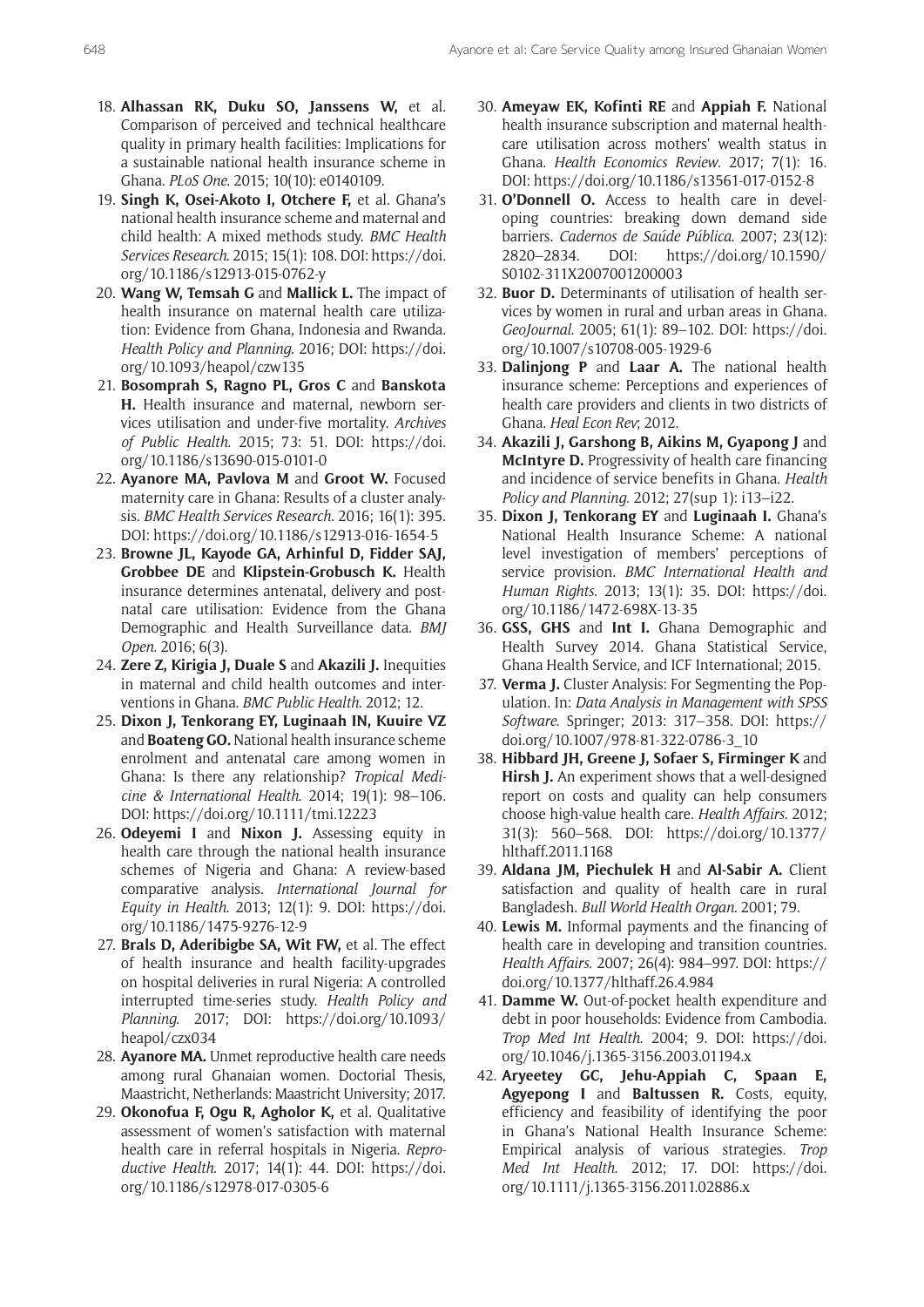18. **Alhassan RK, Duku SO, Janssens W,** et al. Comparison of perceived and technical healthcare quality in primary health facilities: Implications for a sustainable national health insurance scheme in Ghana. *PLoS One*. 2015; 10(10): e0140109.
19. **Singh K, Osei-Akoto I, Otchere F,** et al. Ghana's national health insurance scheme and maternal and child health: A mixed methods study. *BMC Health Services Research*. 2015; 15(1): 108. DOI: https://doi.org/10.1186/s12913-015-0762-y
20. **Wang W, Temsah G** and **Mallick L.** The impact of health insurance on maternal health care utilization: Evidence from Ghana, Indonesia and Rwanda. *Health Policy and Planning*. 2016; DOI: https://doi.org/10.1093/heapol/czw135
21. **Bosomprah S, Ragno PL, Gros C** and **Banskota H.** Health insurance and maternal, newborn services utilisation and under-five mortality. *Archives of Public Health*. 2015; 73: 51. DOI: https://doi.org/10.1186/s13690-015-0101-0
22. **Ayanore MA, Pavlova M** and **Groot W.** Focused maternity care in Ghana: Results of a cluster analysis. *BMC Health Services Research*. 2016; 16(1): 395. DOI: https://doi.org/10.1186/s12913-016-1654-5
23. **Browne JL, Kayode GA, Arhinful D, Fidder SAJ, Grobbee DE** and **Klipstein-Grobusch K.** Health insurance determines antenatal, delivery and postnatal care utilisation: Evidence from the Ghana Demographic and Health Surveillance data. *BMJ Open*. 2016; 6(3).
24. **Zere Z, Kirigia J, Duale S** and **Akazili J.** Inequities in maternal and child health outcomes and interventions in Ghana. *BMC Public Health*. 2012; 12.
25. **Dixon J, Tenkorang EY, Luginaah IN, Kuuire VZ** and **Boateng GO.** National health insurance scheme enrolment and antenatal care among women in Ghana: Is there any relationship? *Tropical Medicine & International Health*. 2014; 19(1): 98–106. DOI: https://doi.org/10.1111/tmi.12223
26. **Odeyemi I** and **Nixon J.** Assessing equity in health care through the national health insurance schemes of Nigeria and Ghana: A review-based comparative analysis. *International Journal for Equity in Health*. 2013; 12(1): 9. DOI: https://doi.org/10.1186/1475-9276-12-9
27. **Brals D, Aderibigbe SA, Wit FW,** et al. The effect of health insurance and health facility-upgrades on hospital deliveries in rural Nigeria: A controlled interrupted time-series study. *Health Policy and Planning*. 2017; DOI: https://doi.org/10.1093/heapol/czx034
28. **Ayanore MA.** Unmet reproductive health care needs among rural Ghanaian women. Doctorial Thesis, Maastricht, Netherlands: Maastricht University; 2017.
29. **Okonofua F, Ogu R, Agholor K,** et al. Qualitative assessment of women's satisfaction with maternal health care in referral hospitals in Nigeria. *Reproductive Health*. 2017; 14(1): 44. DOI: https://doi.org/10.1186/s12978-017-0305-6
30. **Ameyaw EK, Kofinti RE** and **Appiah F.** National health insurance subscription and maternal healthcare utilisation across mothers' wealth status in Ghana. *Health Economics Review*. 2017; 7(1): 16. DOI: https://doi.org/10.1186/s13561-017-0152-8
31. **O'Donnell O.** Access to health care in developing countries: breaking down demand side barriers. *Cadernos de Saúde Pública*. 2007; 23(12): 2820–2834. DOI: https://doi.org/10.1590/S0102-311X2007001200003
32. **Buor D.** Determinants of utilisation of health services by women in rural and urban areas in Ghana. *GeoJournal*. 2005; 61(1): 89–102. DOI: https://doi.org/10.1007/s10708-005-1929-6
33. **Dalinjong P** and **Laar A.** The national health insurance scheme: Perceptions and experiences of health care providers and clients in two districts of Ghana. *Heal Econ Rev*; 2012.
34. **Akazili J, Garshong B, Aikins M, Gyapong J** and **McIntyre D.** Progressivity of health care financing and incidence of service benefits in Ghana. *Health Policy and Planning*. 2012; 27(sup 1): i13–i22.
35. **Dixon J, Tenkorang EY** and **Luginaah I.** Ghana's National Health Insurance Scheme: A national level investigation of members' perceptions of service provision. *BMC International Health and Human Rights*. 2013; 13(1): 35. DOI: https://doi.org/10.1186/1472-698X-13-35
36. **GSS, GHS** and **Int I.** Ghana Demographic and Health Survey 2014. Ghana Statistical Service, Ghana Health Service, and ICF International; 2015.
37. **Verma J.** Cluster Analysis: For Segmenting the Population. In: *Data Analysis in Management with SPSS Software*. Springer; 2013: 317–358. DOI: https://doi.org/10.1007/978-81-322-0786-3_10
38. **Hibbard JH, Greene J, Sofaer S, Firminger K** and **Hirsh J.** An experiment shows that a well-designed report on costs and quality can help consumers choose high-value health care. *Health Affairs*. 2012; 31(3): 560–568. DOI: https://doi.org/10.1377/hlthaff.2011.1168
39. **Aldana JM, Piechulek H** and **Al-Sabir A.** Client satisfaction and quality of health care in rural Bangladesh. *Bull World Health Organ*. 2001; 79.
40. **Lewis M.** Informal payments and the financing of health care in developing and transition countries. *Health Affairs*. 2007; 26(4): 984–997. DOI: https://doi.org/10.1377/hlthaff.26.4.984
41. **Damme W.** Out-of-pocket health expenditure and debt in poor households: Evidence from Cambodia. *Trop Med Int Health*. 2004; 9. DOI: https://doi.org/10.1046/j.1365-3156.2003.01194.x
42. **Aryeetey GC, Jehu-Appiah C, Spaan E, Agyepong I** and **Baltussen R.** Costs, equity, efficiency and feasibility of identifying the poor in Ghana's National Health Insurance Scheme: Empirical analysis of various strategies. *Trop Med Int Health*. 2012; 17. DOI: https://doi.org/10.1111/j.1365-3156.2011.02886.x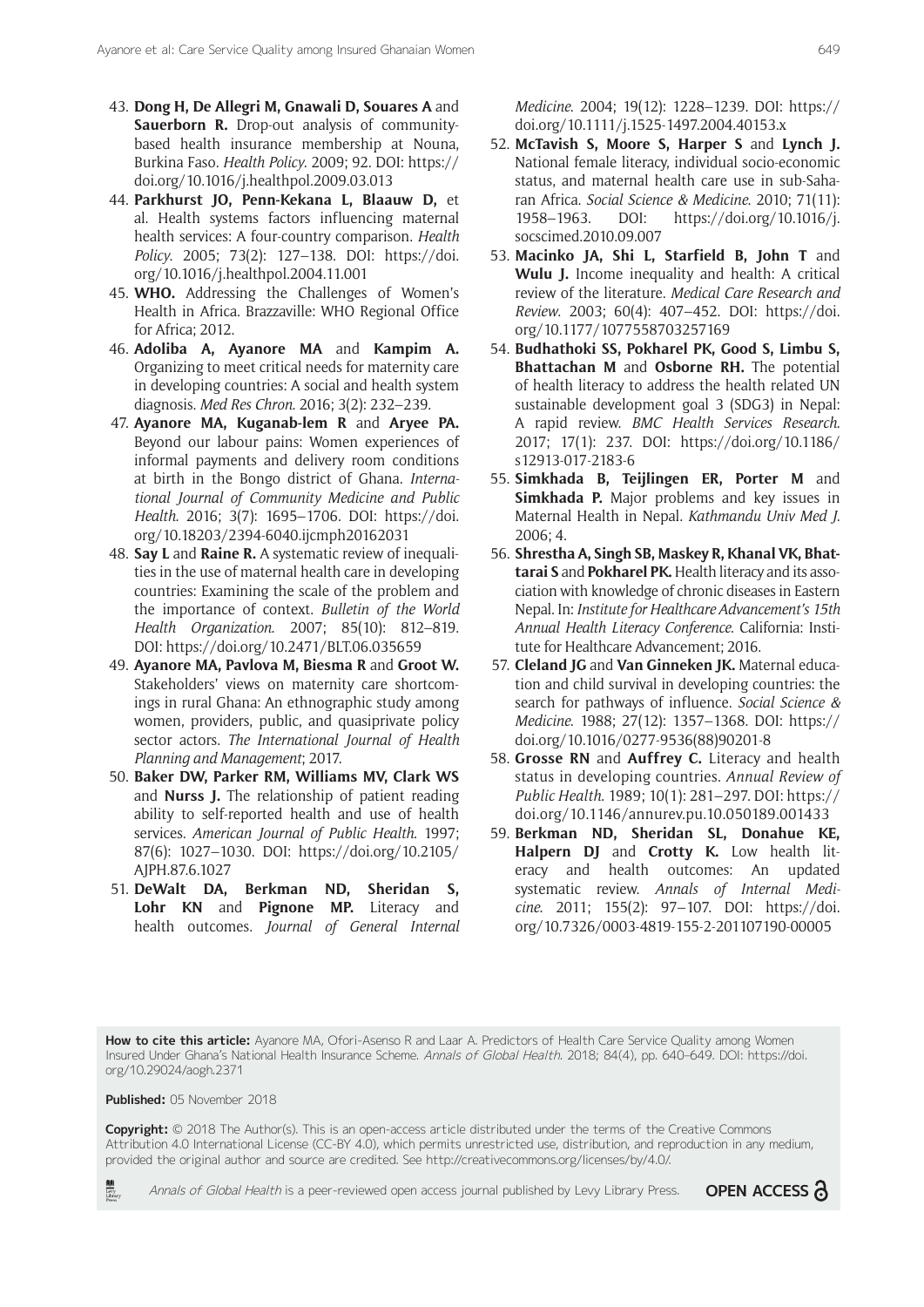43. **Dong H, De Allegri M, Gnawali D, Souares A** and **Sauerborn R.** Drop-out analysis of community-based health insurance membership at Nouna, Burkina Faso. *Health Policy*. 2009; 92. DOI: https://doi.org/10.1016/j.healthpol.2009.03.013
44. **Parkhurst JO, Penn-Kekana L, Blaauw D,** et al. Health systems factors influencing maternal health services: A four-country comparison. *Health Policy*. 2005; 73(2): 127–138. DOI: https://doi.org/10.1016/j.healthpol.2004.11.001
45. **WHO.** Addressing the Challenges of Women's Health in Africa. Brazzaville: WHO Regional Office for Africa; 2012.
46. **Adoliba A, Ayanore MA** and **Kampim A.** Organizing to meet critical needs for maternity care in developing countries: A social and health system diagnosis. *Med Res Chron*. 2016; 3(2): 232–239.
47. **Ayanore MA, Kuganab-lem R** and **Aryee PA.** Beyond our labour pains: Women experiences of informal payments and delivery room conditions at birth in the Bongo district of Ghana. *International Journal of Community Medicine and Public Health*. 2016; 3(7): 1695–1706. DOI: https://doi.org/10.18203/2394-6040.ijcmph20162031
48. **Say L** and **Raine R.** A systematic review of inequalities in the use of maternal health care in developing countries: Examining the scale of the problem and the importance of context. *Bulletin of the World Health Organization*. 2007; 85(10): 812–819. DOI: https://doi.org/10.2471/BLT.06.035659
49. **Ayanore MA, Pavlova M, Biesma R** and **Groot W.** Stakeholders' views on maternity care shortcomings in rural Ghana: An ethnographic study among women, providers, public, and quasiprivate policy sector actors. *The International Journal of Health Planning and Management*; 2017.
50. **Baker DW, Parker RM, Williams MV, Clark WS** and **Nurss J.** The relationship of patient reading ability to self-reported health and use of health services. *American Journal of Public Health*. 1997; 87(6): 1027–1030. DOI: https://doi.org/10.2105/AJPH.87.6.1027
51. **DeWalt DA, Berkman ND, Sheridan S, Lohr KN** and **Pignone MP.** Literacy and health outcomes. *Journal of General Internal Medicine*. 2004; 19(12): 1228–1239. DOI: https://doi.org/10.1111/j.1525-1497.2004.40153.x
52. **McTavish S, Moore S, Harper S** and **Lynch J.** National female literacy, individual socio-economic status, and maternal health care use in sub-Saharan Africa. *Social Science & Medicine*. 2010; 71(11): 1958–1963. DOI: https://doi.org/10.1016/j.socscimed.2010.09.007
53. **Macinko JA, Shi L, Starfield B, John T** and **Wulu J.** Income inequality and health: A critical review of the literature. *Medical Care Research and Review*. 2003; 60(4): 407–452. DOI: https://doi.org/10.1177/1077558703257169
54. **Budhathoki SS, Pokharel PK, Good S, Limbu S, Bhattachan M** and **Osborne RH.** The potential of health literacy to address the health related UN sustainable development goal 3 (SDG3) in Nepal: A rapid review. *BMC Health Services Research*. 2017; 17(1): 237. DOI: https://doi.org/10.1186/s12913-017-2183-6
55. **Simkhada B, Teijlingen ER, Porter M** and **Simkhada P.** Major problems and key issues in Maternal Health in Nepal. *Kathmandu Univ Med J*. 2006; 4.
56. **Shrestha A, Singh SB, Maskey R, Khanal VK, Bhattarai S** and **Pokharel PK.** Health literacy and its association with knowledge of chronic diseases in Eastern Nepal. In: *Institute for Healthcare Advancement's 15th Annual Health Literacy Conference*. California: Institute for Healthcare Advancement; 2016.
57. **Cleland JG** and **Van Ginneken JK.** Maternal education and child survival in developing countries: the search for pathways of influence. *Social Science & Medicine*. 1988; 27(12): 1357–1368. DOI: https://doi.org/10.1016/0277-9536(88)90201-8
58. **Grosse RN** and **Auffrey C.** Literacy and health status in developing countries. *Annual Review of Public Health*. 1989; 10(1): 281–297. DOI: https://doi.org/10.1146/annurev.pu.10.050189.001433
59. **Berkman ND, Sheridan SL, Donahue KE, Halpern DJ** and **Crotty K.** Low health literacy and health outcomes: An updated systematic review. *Annals of Internal Medicine*. 2011; 155(2): 97–107. DOI: https://doi.org/10.7326/0003-4819-155-2-201107190-00005

**How to cite this article:** Ayanore MA, Ofori-Asenso R and Laar A. Predictors of Health Care Service Quality among Women Insured Under Ghana's National Health Insurance Scheme. *Annals of Global Health*. 2018; 84(4), pp. 640–649. DOI: https://doi.org/10.29024/aogh.2371

**Published:** 05 November 2018

**Copyright:** © 2018 The Author(s). This is an open-access article distributed under the terms of the Creative Commons Attribution 4.0 International License (CC-BY 4.0), which permits unrestricted use, distribution, and reproduction in any medium, provided the original author and source are credited. See http://creativecommons.org/licenses/by/4.0/.

*Annals of Global Health* is a peer-reviewed open access journal published by Levy Library Press. **OPEN ACCESS**